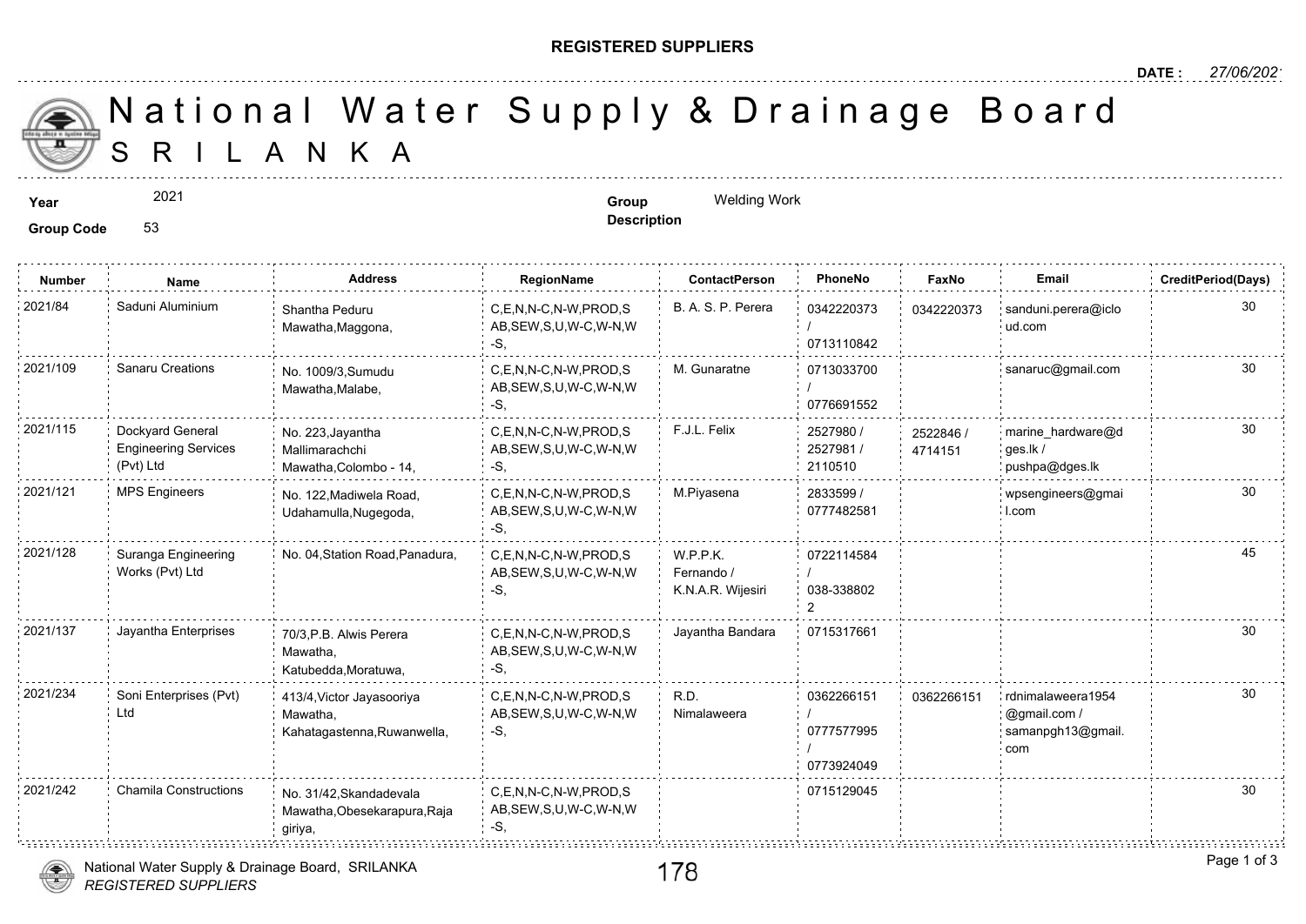**REGISTERED SUPPLIERS**

**DATE :** 27/06/2021

# National Water Supply & Drainage Board
## SRILANKA

**Year** 2021

**Group Code** 53

**Group Description** Welding Work

| Number | Name | Address | RegionName | ContactPerson | PhoneNo | FaxNo | Email | CreditPeriod(Days) |
|---|---|---|---|---|---|---|---|---|
| 2021/84 | Saduni Aluminium | Shantha Peduru Mawatha,Maggona, | C,E,N,N-C,N-W,PROD,SAB,SEW,S,U,W-C,W-N,W-S, | B. A. S. P. Perera | 0342220373 / 0713110842 | 0342220373 | sanduni.perera@icloud.com | 30 |
| 2021/109 | Sanaru Creations | No. 1009/3,Sumudu Mawatha,Malabe, | C,E,N,N-C,N-W,PROD,SAB,SEW,S,U,W-C,W-N,W-S, | M. Gunaratne | 0713033700 / 0776691552 | | sanaruc@gmail.com | 30 |
| 2021/115 | Dockyard General Engineering Services (Pvt) Ltd | No. 223,Jayantha Mallimarachchi Mawatha,Colombo - 14, | C,E,N,N-C,N-W,PROD,SAB,SEW,S,U,W-C,W-N,W-S, | F.J.L. Felix | 2527980 / 2527981 / 2110510 | 2522846 / 4714151 | marine_hardware@dges.lk / pushpa@dges.lk | 30 |
| 2021/121 | MPS Engineers | No. 122,Madiwela Road, Udahamulla,Nugegoda, | C,E,N,N-C,N-W,PROD,SAB,SEW,S,U,W-C,W-N,W-S, | M.Piyasena | 2833599 / 0777482581 | | wpsengineers@gmail.com | 30 |
| 2021/128 | Suranga Engineering Works (Pvt) Ltd | No. 04,Station Road,Panadura, | C,E,N,N-C,N-W,PROD,SAB,SEW,S,U,W-C,W-N,W-S, | W.P.P.K. Fernando / K.N.A.R. Wijesiri | 0722114584 / 038-3388022 | | | 45 |
| 2021/137 | Jayantha Enterprises | 70/3,P.B. Alwis Perera Mawatha, Katubedda,Moratuwa, | C,E,N,N-C,N-W,PROD,SAB,SEW,S,U,W-C,W-N,W-S, | Jayantha Bandara | 0715317661 | | | 30 |
| 2021/234 | Soni Enterprises (Pvt) Ltd | 413/4,Victor Jayasooriya Mawatha, Kahatagastenna,Ruwanwella, | C,E,N,N-C,N-W,PROD,SAB,SEW,S,U,W-C,W-N,W-S, | R.D. Nimalaweera | 0362266151 / 0777577995 / 0773924049 | 0362266151 | rdnimalaweera1954@gmail.com / samanpgh13@gmail.com | 30 |
| 2021/242 | Chamila Constructions | No. 31/42,Skandadevala Mawatha,Obesekarapura,Rajagiriya, | C,E,N,N-C,N-W,PROD,SAB,SEW,S,U,W-C,W-N,W-S, | | 0715129045 | | | 30 |

National Water Supply & Drainage Board, SRILANKA
*REGISTERED SUPPLIERS*

178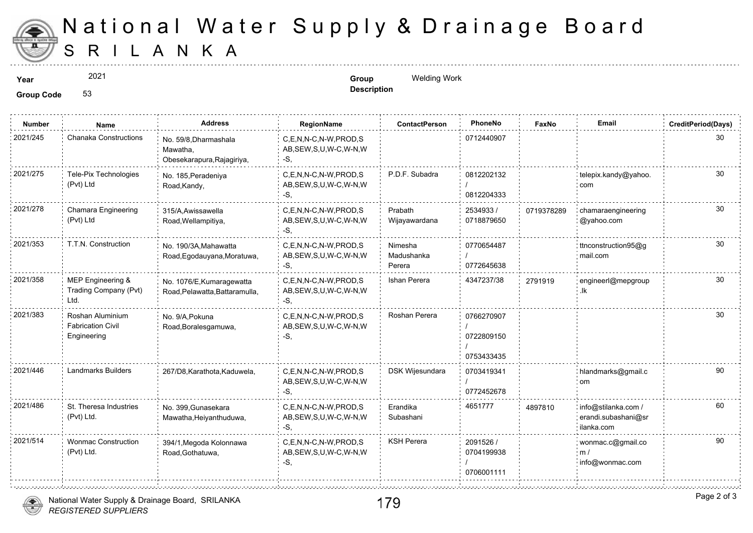# National Water Supply & Drainage Board
# SRI LANKA

**Year** 2021

**Group Code** 53

**Group Description** Welding Work

| Number | Name | Address | RegionName | ContactPerson | PhoneNo | FaxNo | Email | CreditPeriod(Days) |
|---|---|---|---|---|---|---|---|---|
| 2021/245 | Chanaka Constructions | No. 59/8,Dharmashala Mawatha, Obesekarapura,Rajagiriya, | C,E,N,N-C,N-W,PROD,SAB,SEW,S,U,W-C,W-N,W-S, | | 0712440907 | | | 30 |
| 2021/275 | Tele-Pix Technologies (Pvt) Ltd | No. 185,Peradeniya Road,Kandy, | C,E,N,N-C,N-W,PROD,SAB,SEW,S,U,W-C,W-N,W-S, | P.D.F. Subadra | 0812202132 / 0812204333 | | telepix.kandy@yahoo.com | 30 |
| 2021/278 | Chamara Engineering (Pvt) Ltd | 315/A,Awissawella Road,Wellampitiya, | C,E,N,N-C,N-W,PROD,SAB,SEW,S,U,W-C,W-N,W-S, | Prabath Wijayawardana | 2534933 / 0718879650 | 0719378289 | chamaraengineering@yahoo.com | 30 |
| 2021/353 | T.T.N. Construction | No. 190/3A,Mahawatta Road,Egodauyana,Moratuwa, | C,E,N,N-C,N-W,PROD,SAB,SEW,S,U,W-C,W-N,W-S, | Nimesha Madushanka Perera | 0770654487 / 0772645638 | | ttnconstruction95@gmail.com | 30 |
| 2021/358 | MEP Engineering & Trading Company (Pvt) Ltd. | No. 1076/E,Kumaragewatta Road,Pelawatta,Battaramulla, | C,E,N,N-C,N-W,PROD,SAB,SEW,S,U,W-C,W-N,W-S, | Ishan Perera | 4347237/38 | 2791919 | engineerl@mepgroup.lk | 30 |
| 2021/383 | Roshan Aluminium Fabrication Civil Engineering | No. 9/A,Pokuna Road,Boralesgamuwa, | C,E,N,N-C,N-W,PROD,SAB,SEW,S,U,W-C,W-N,W-S, | Roshan Perera | 0766270907 / 0722809150 / 0753433435 | | | 30 |
| 2021/446 | Landmarks Builders | 267/D8,Karathota,Kaduwela, | C,E,N,N-C,N-W,PROD,SAB,SEW,S,U,W-C,W-N,W-S, | DSK Wijesundara | 0703419341 / 0772452678 | | hlandmarks@gmail.com | 90 |
| 2021/486 | St. Theresa Industries (Pvt) Ltd. | No. 399,Gunasekara Mawatha,Heiyanthuduwa, | C,E,N,N-C,N-W,PROD,SAB,SEW,S,U,W-C,W-N,W-S, | Erandika Subashani | 4651777 | 4897810 | info@stilanka.com / erandi.subashani@srilanka.com | 60 |
| 2021/514 | Wonmac Construction (Pvt) Ltd. | 394/1,Megoda Kolonnawa Road,Gothatuwa, | C,E,N,N-C,N-W,PROD,SAB,SEW,S,U,W-C,W-N,W-S, | KSH Perera | 2091526 / 0704199938 / 0706001111 | | wonmac.c@gmail.com / info@wonmac.com | 90 |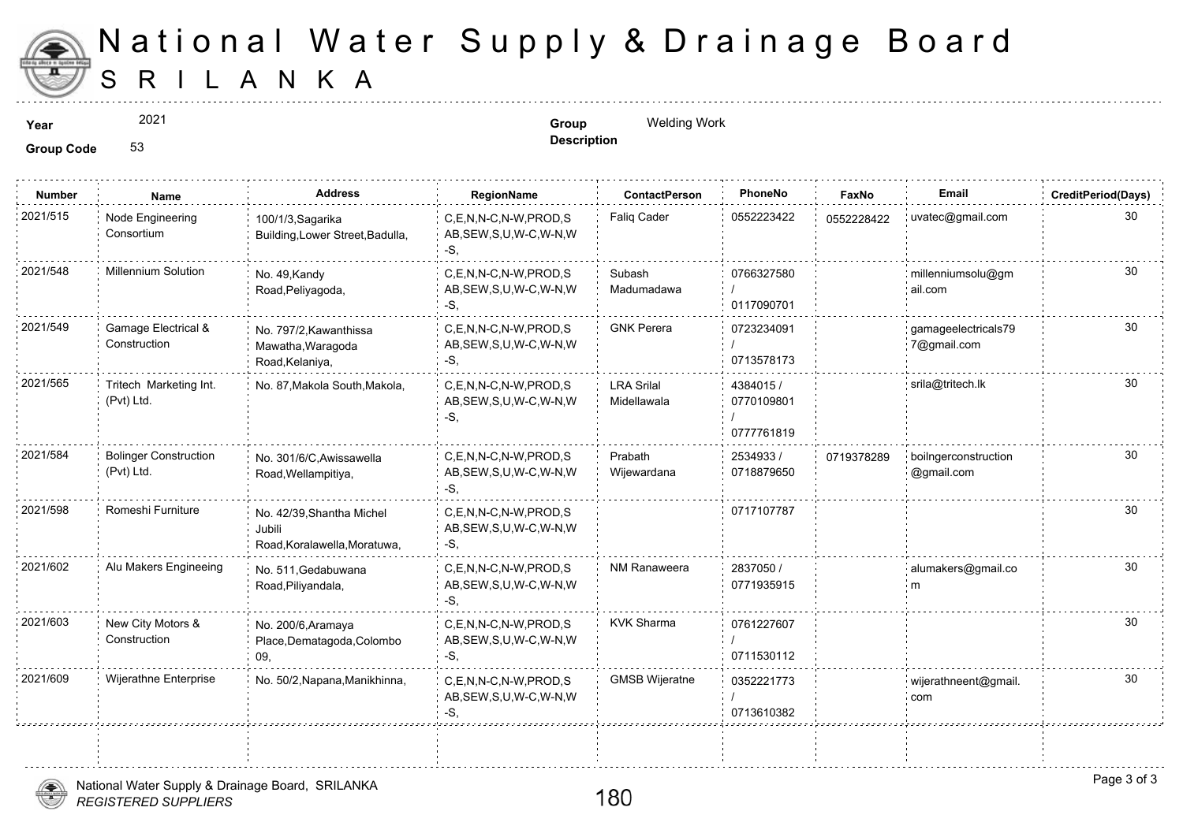# National Water Supply & Drainage Board
## SRILANKA

**Year** 2021

**Group Code** 53

**Group Description** Welding Work

| Number | Name | Address | RegionName | ContactPerson | PhoneNo | FaxNo | Email | CreditPeriod(Days) |
|---|---|---|---|---|---|---|---|---|
| 2021/515 | Node Engineering Consortium | 100/1/3,Sagarika Building,Lower Street,Badulla, | C,E,N,N-C,N-W,PROD,SAB,SEW,S,U,W-C,W-N,W-S, | Faliq Cader | 0552223422 | 0552228422 | uvatec@gmail.com | 30 |
| 2021/548 | Millennium Solution | No. 49,Kandy Road,Peliyagoda, | C,E,N,N-C,N-W,PROD,SAB,SEW,S,U,W-C,W-N,W-S, | Subash Madumadawa | 0766327580 / 0117090701 | | millenniumsolu@gmail.com | 30 |
| 2021/549 | Gamage Electrical & Construction | No. 797/2,Kawanthissa Mawatha,Waragoda Road,Kelaniya, | C,E,N,N-C,N-W,PROD,SAB,SEW,S,U,W-C,W-N,W-S, | GNK Perera | 0723234091 / 0713578173 | | gamageelectricals797@gmail.com | 30 |
| 2021/565 | Tritech Marketing Int. (Pvt) Ltd. | No. 87,Makola South,Makola, | C,E,N,N-C,N-W,PROD,SAB,SEW,S,U,W-C,W-N,W-S, | LRA Srilal Midellawala | 4384015 / 0770109801 / 0777761819 | | srila@tritech.lk | 30 |
| 2021/584 | Bolinger Construction (Pvt) Ltd. | No. 301/6/C,Awissawella Road,Wellampitiya, | C,E,N,N-C,N-W,PROD,SAB,SEW,S,U,W-C,W-N,W-S, | Prabath Wijewardana | 2534933 / 0718879650 | 0719378289 | boilngerconstruction@gmail.com | 30 |
| 2021/598 | Romeshi Furniture | No. 42/39,Shantha Michel Jubili Road,Koralawella,Moratuwa, | C,E,N,N-C,N-W,PROD,SAB,SEW,S,U,W-C,W-N,W-S, | | 0717107787 | | | 30 |
| 2021/602 | Alu Makers Engineeing | No. 511,Gedabuwana Road,Piliyandala, | C,E,N,N-C,N-W,PROD,SAB,SEW,S,U,W-C,W-N,W-S, | NM Ranaweera | 2837050 / 0771935915 | | alumakers@gmail.com | 30 |
| 2021/603 | New City Motors & Construction | No. 200/6,Aramaya Place,Dematagoda,Colombo 09, | C,E,N,N-C,N-W,PROD,SAB,SEW,S,U,W-C,W-N,W-S, | KVK Sharma | 0761227607 / 0711530112 | | | 30 |
| 2021/609 | Wijerathne Enterprise | No. 50/2,Napana,Manikhinna, | C,E,N,N-C,N-W,PROD,SAB,SEW,S,U,W-C,W-N,W-S, | GMSB Wijeratne | 0352221773 / 0713610382 | | wijerathneent@gmail.com | 30 |

National Water Supply & Drainage Board, SRILANKA
*REGISTERED SUPPLIERS*